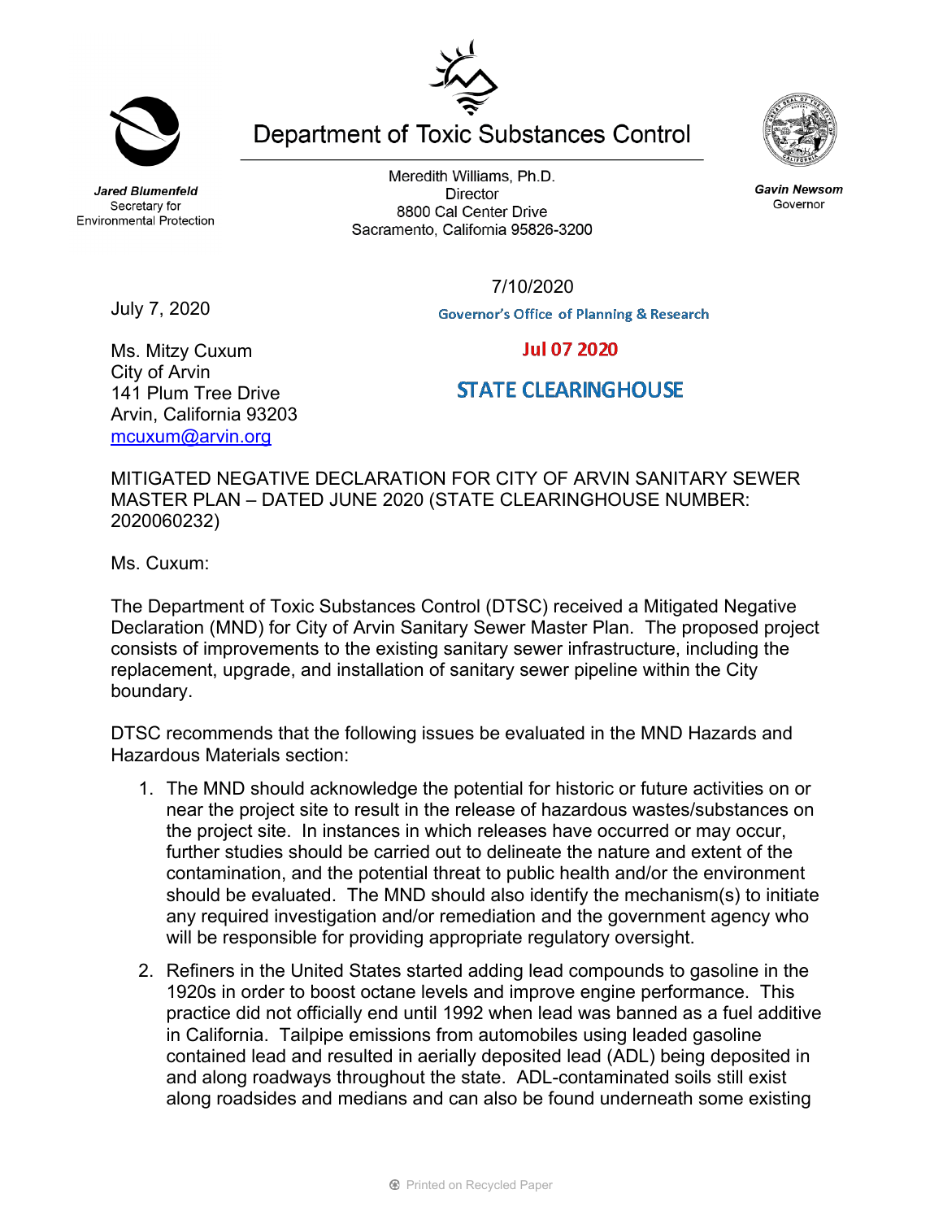Jared Blumenfeld
Secretary for
Environmental Protection

# Department of Toxic Substances Control

Meredith Williams, Ph.D.
Director
8800 Cal Center Drive
Sacramento, California 95826-3200

Gavin Newsom
Governor

7/10/2020

Governor's Office of Planning & Research

Jul 07 2020

STATE CLEARINGHOUSE

July 7, 2020

Ms. Mitzy Cuxum
City of Arvin
141 Plum Tree Drive
Arvin, California 93203
mcuxum@arvin.org

MITIGATED NEGATIVE DECLARATION FOR CITY OF ARVIN SANITARY SEWER MASTER PLAN – DATED JUNE 2020 (STATE CLEARINGHOUSE NUMBER: 2020060232)

Ms. Cuxum:

The Department of Toxic Substances Control (DTSC) received a Mitigated Negative Declaration (MND) for City of Arvin Sanitary Sewer Master Plan. The proposed project consists of improvements to the existing sanitary sewer infrastructure, including the replacement, upgrade, and installation of sanitary sewer pipeline within the City boundary.

DTSC recommends that the following issues be evaluated in the MND Hazards and Hazardous Materials section:

1. The MND should acknowledge the potential for historic or future activities on or near the project site to result in the release of hazardous wastes/substances on the project site. In instances in which releases have occurred or may occur, further studies should be carried out to delineate the nature and extent of the contamination, and the potential threat to public health and/or the environment should be evaluated. The MND should also identify the mechanism(s) to initiate any required investigation and/or remediation and the government agency who will be responsible for providing appropriate regulatory oversight.

2. Refiners in the United States started adding lead compounds to gasoline in the 1920s in order to boost octane levels and improve engine performance. This practice did not officially end until 1992 when lead was banned as a fuel additive in California. Tailpipe emissions from automobiles using leaded gasoline contained lead and resulted in aerially deposited lead (ADL) being deposited in and along roadways throughout the state. ADL-contaminated soils still exist along roadsides and medians and can also be found underneath some existing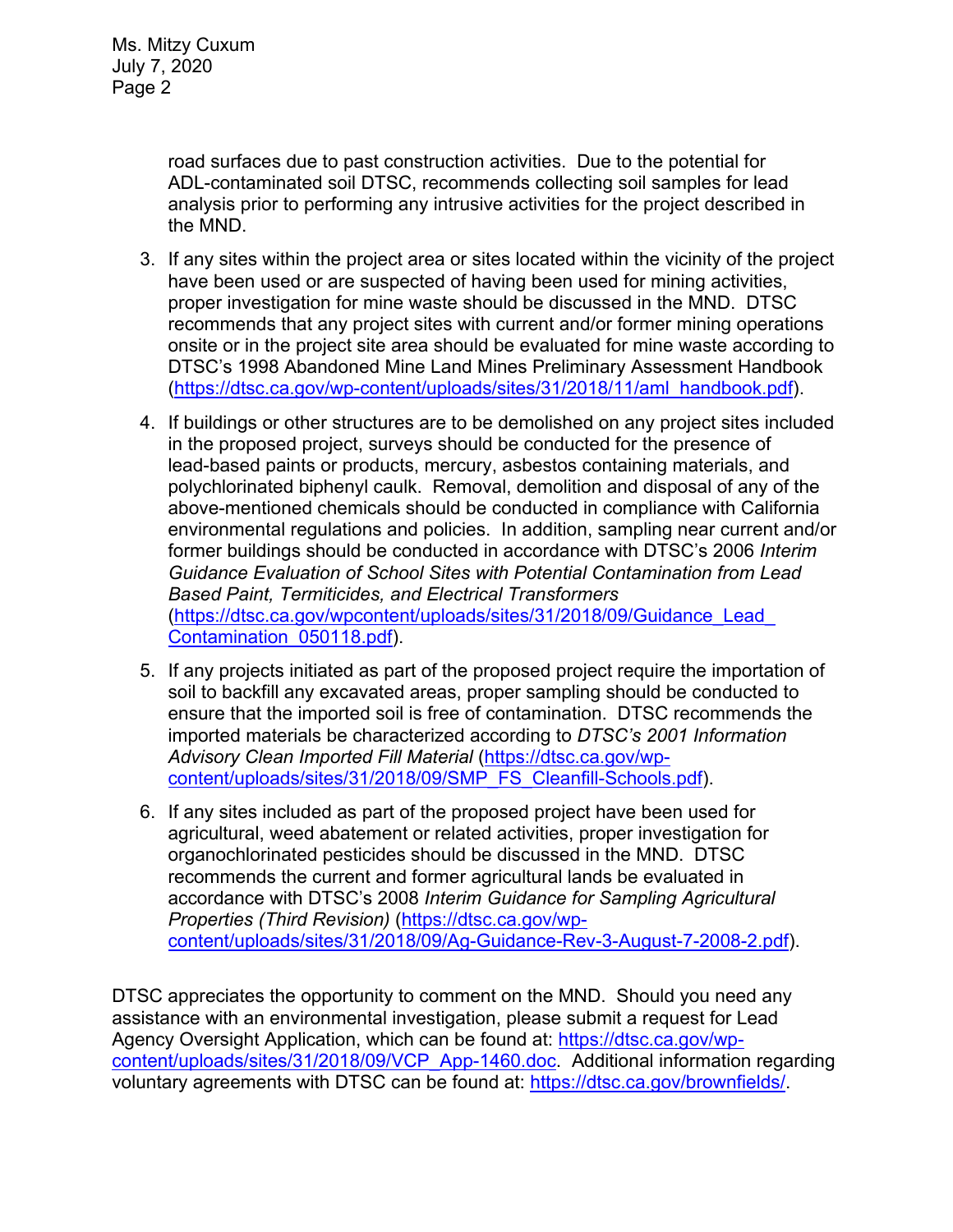road surfaces due to past construction activities. Due to the potential for ADL-contaminated soil DTSC, recommends collecting soil samples for lead analysis prior to performing any intrusive activities for the project described in the MND.

3. If any sites within the project area or sites located within the vicinity of the project have been used or are suspected of having been used for mining activities, proper investigation for mine waste should be discussed in the MND. DTSC recommends that any project sites with current and/or former mining operations onsite or in the project site area should be evaluated for mine waste according to DTSC's 1998 Abandoned Mine Land Mines Preliminary Assessment Handbook (https://dtsc.ca.gov/wp-content/uploads/sites/31/2018/11/aml_handbook.pdf).

4. If buildings or other structures are to be demolished on any project sites included in the proposed project, surveys should be conducted for the presence of lead-based paints or products, mercury, asbestos containing materials, and polychlorinated biphenyl caulk. Removal, demolition and disposal of any of the above-mentioned chemicals should be conducted in compliance with California environmental regulations and policies. In addition, sampling near current and/or former buildings should be conducted in accordance with DTSC's 2006 *Interim Guidance Evaluation of School Sites with Potential Contamination from Lead Based Paint, Termiticides, and Electrical Transformers* (https://dtsc.ca.gov/wpcontent/uploads/sites/31/2018/09/Guidance_Lead_Contamination_050118.pdf).

5. If any projects initiated as part of the proposed project require the importation of soil to backfill any excavated areas, proper sampling should be conducted to ensure that the imported soil is free of contamination. DTSC recommends the imported materials be characterized according to *DTSC's 2001 Information Advisory Clean Imported Fill Material* (https://dtsc.ca.gov/wp-content/uploads/sites/31/2018/09/SMP_FS_Cleanfill-Schools.pdf).

6. If any sites included as part of the proposed project have been used for agricultural, weed abatement or related activities, proper investigation for organochlorinated pesticides should be discussed in the MND. DTSC recommends the current and former agricultural lands be evaluated in accordance with DTSC's 2008 *Interim Guidance for Sampling Agricultural Properties (Third Revision)* (https://dtsc.ca.gov/wp-content/uploads/sites/31/2018/09/Ag-Guidance-Rev-3-August-7-2008-2.pdf).

DTSC appreciates the opportunity to comment on the MND. Should you need any assistance with an environmental investigation, please submit a request for Lead Agency Oversight Application, which can be found at: https://dtsc.ca.gov/wp-content/uploads/sites/31/2018/09/VCP_App-1460.doc. Additional information regarding voluntary agreements with DTSC can be found at: https://dtsc.ca.gov/brownfields/.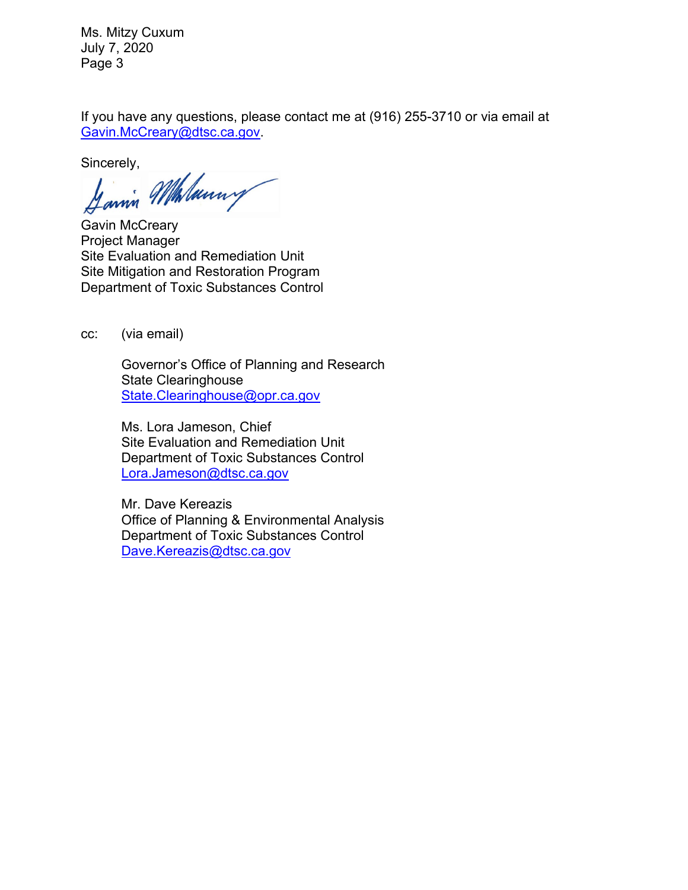If you have any questions, please contact me at (916) 255-3710 or via email at Gavin.McCreary@dtsc.ca.gov.

Sincerely,

Gavin McCreary  
Project Manager  
Site Evaluation and Remediation Unit  
Site Mitigation and Restoration Program  
Department of Toxic Substances Control

cc: (via email)

Governor's Office of Planning and Research  
State Clearinghouse  
State.Clearinghouse@opr.ca.gov

Ms. Lora Jameson, Chief  
Site Evaluation and Remediation Unit  
Department of Toxic Substances Control  
Lora.Jameson@dtsc.ca.gov

Mr. Dave Kereazis  
Office of Planning & Environmental Analysis  
Department of Toxic Substances Control  
Dave.Kereazis@dtsc.ca.gov